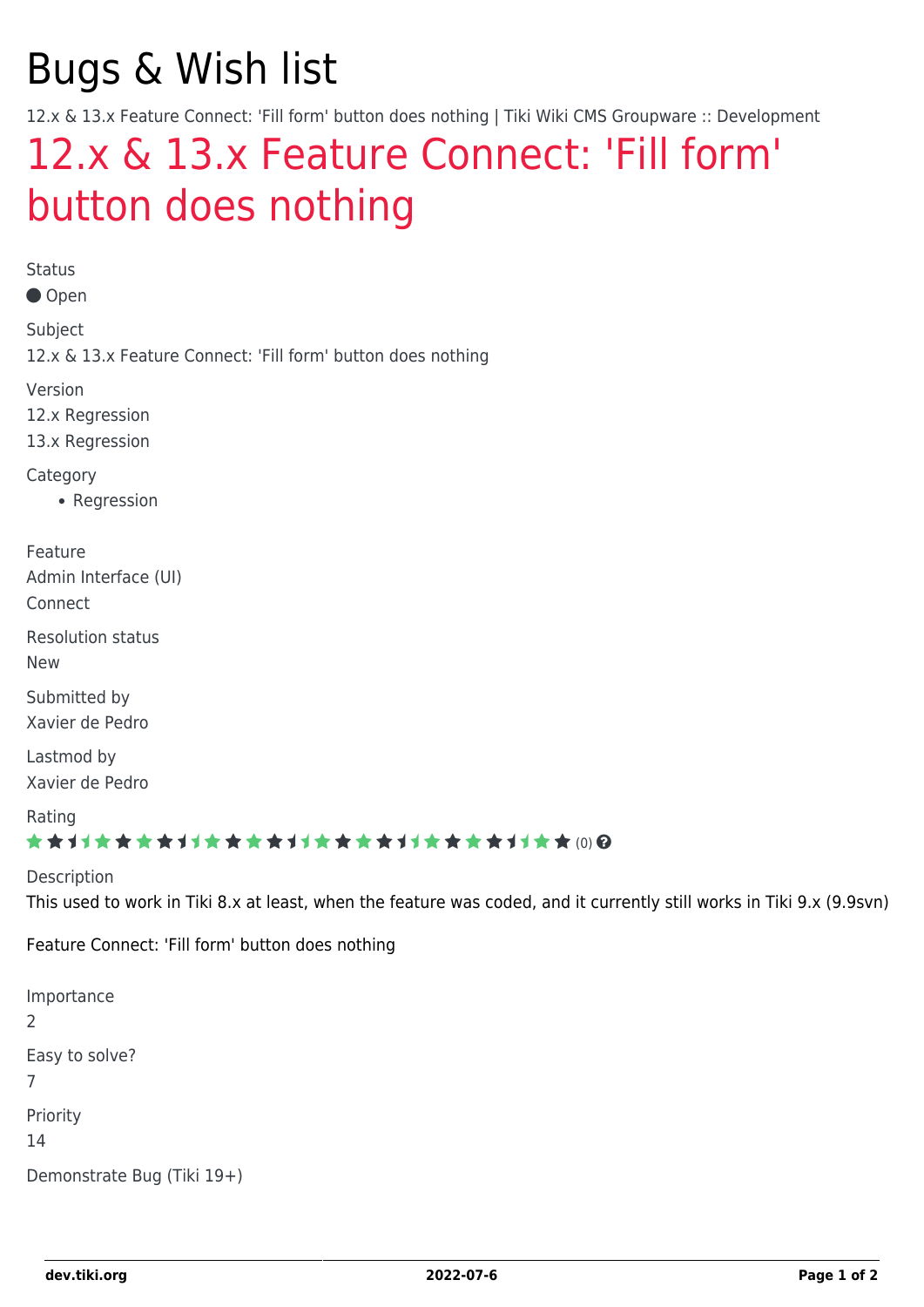# Bugs & Wish list

12.x & 13.x Feature Connect: 'Fill form' button does nothing | Tiki Wiki CMS Groupware :: Development

## 12.x & 13.x Feature Connect: 'Fill form' button does nothing

Status

Open

Subject

12.x & 13.x Feature Connect: 'Fill form' button does nothing

Version

12.x Regression

13.x Regression

Category

- Regression

Feature

Admin Interface (UI)

Connect

Resolution status

New

Submitted by

Xavier de Pedro

Lastmod by

Xavier de Pedro

Rating

(0)

Description

This used to work in Tiki 8.x at least, when the feature was coded, and it currently still works in Tiki 9.x (9.9svn)

Feature Connect: 'Fill form' button does nothing

Importance

2

Easy to solve?

7

Priority

14

Demonstrate Bug (Tiki 19+)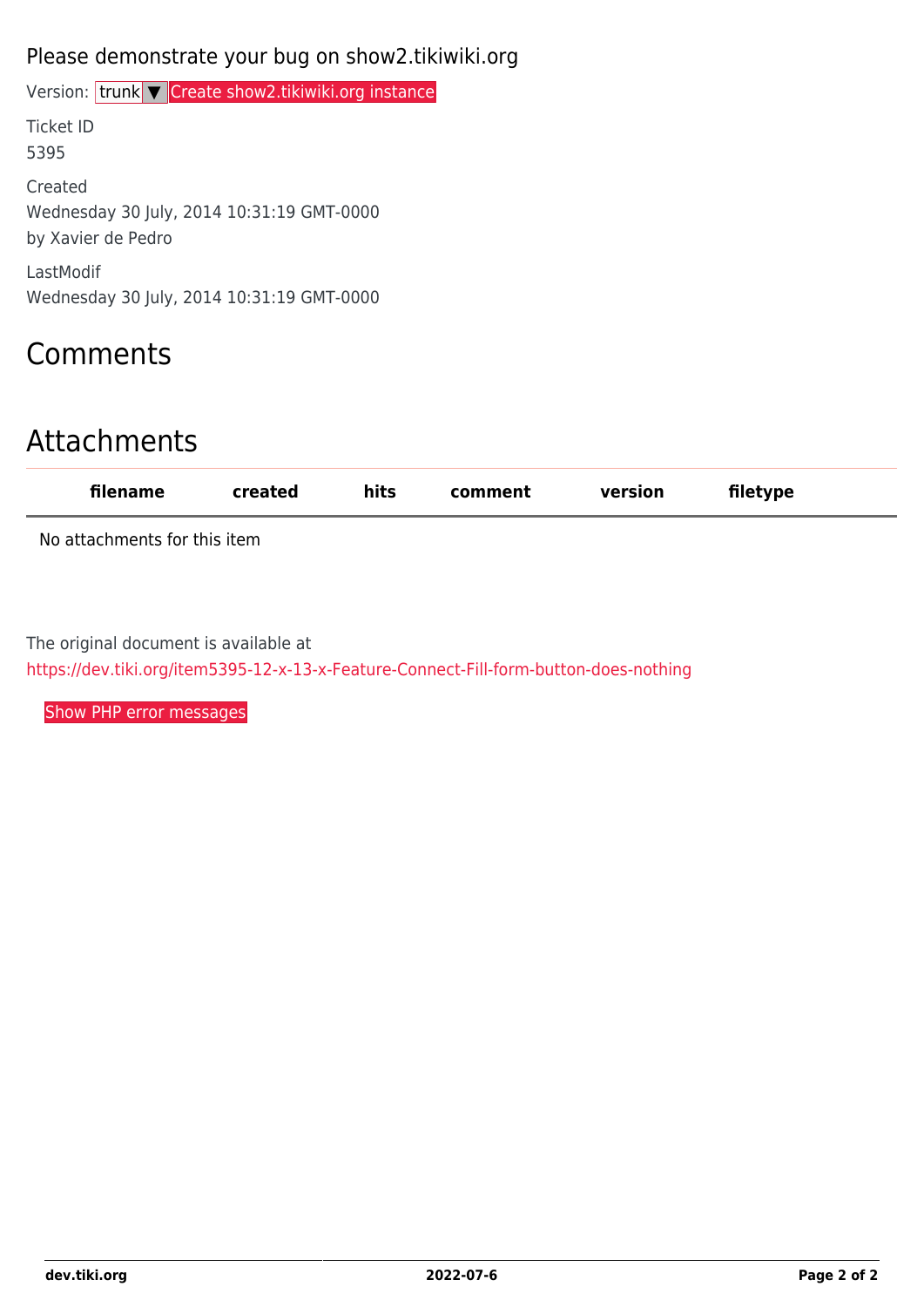Please demonstrate your bug on show2.tikiwiki.org

Version: trunk ▼ Create show2.tikiwiki.org instance

Ticket ID
5395

Created
Wednesday 30 July, 2014 10:31:19 GMT-0000
by Xavier de Pedro

LastModif
Wednesday 30 July, 2014 10:31:19 GMT-0000

# Comments

# Attachments

| filename | created | hits | comment | version | filetype |
|---|---|---|---|---|---|
| No attachments for this item | | | | | |

The original document is available at
https://dev.tiki.org/item5395-12-x-13-x-Feature-Connect-Fill-form-button-does-nothing

Show PHP error messages